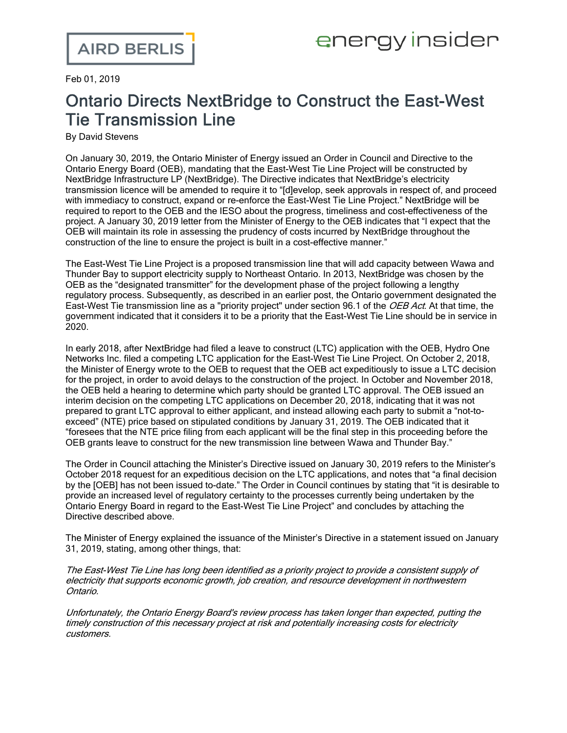Feb 01, 2019

# Ontario Directs NextBridge to Construct the East-West Tie Transmission Line

By David Stevens

On January 30, 2019, the Ontario Minister of Energy issued an Order in Council and Directive to the Ontario Energy Board (OEB), mandating that the East-West Tie Line Project will be constructed by NextBridge Infrastructure LP (NextBridge). The Directive indicates that NextBridge's electricity transmission licence will be amended to require it to "[d]evelop, seek approvals in respect of, and proceed with immediacy to construct, expand or re-enforce the East-West Tie Line Project." NextBridge will be required to report to the OEB and the IESO about the progress, timeliness and cost-effectiveness of the project. A January 30, 2019 letter from the Minister of Energy to the OEB indicates that "I expect that the OEB will maintain its role in assessing the prudency of costs incurred by NextBridge throughout the construction of the line to ensure the project is built in a cost-effective manner."

The East-West Tie Line Project is a proposed transmission line that will add capacity between Wawa and Thunder Bay to support electricity supply to Northeast Ontario. In 2013, NextBridge was chosen by the OEB as the "designated transmitter" for the development phase of the project following a lengthy regulatory process. Subsequently, as described in an earlier post, the Ontario government designated the East-West Tie transmission line as a "priority project" under section 96.1 of the *OEB Act*. At that time, the government indicated that it considers it to be a priority that the East-West Tie Line should be in service in 2020.

In early 2018, after NextBridge had filed a leave to construct (LTC) application with the OEB, Hydro One Networks Inc. filed a competing LTC application for the East-West Tie Line Project. On October 2, 2018, the Minister of Energy wrote to the OEB to request that the OEB act expeditiously to issue a LTC decision for the project, in order to avoid delays to the construction of the project. In October and November 2018, the OEB held a hearing to determine which party should be granted LTC approval. The OEB issued an interim decision on the competing LTC applications on December 20, 2018, indicating that it was not prepared to grant LTC approval to either applicant, and instead allowing each party to submit a "not-to-exceed" (NTE) price based on stipulated conditions by January 31, 2019. The OEB indicated that it "foresees that the NTE price filing from each applicant will be the final step in this proceeding before the OEB grants leave to construct for the new transmission line between Wawa and Thunder Bay."

The Order in Council attaching the Minister's Directive issued on January 30, 2019 refers to the Minister's October 2018 request for an expeditious decision on the LTC applications, and notes that "a final decision by the [OEB] has not been issued to-date." The Order in Council continues by stating that "it is desirable to provide an increased level of regulatory certainty to the processes currently being undertaken by the Ontario Energy Board in regard to the East-West Tie Line Project" and concludes by attaching the Directive described above.

The Minister of Energy explained the issuance of the Minister's Directive in a statement issued on January 31, 2019, stating, among other things, that:

*The East-West Tie Line has long been identified as a priority project to provide a consistent supply of electricity that supports economic growth, job creation, and resource development in northwestern Ontario.*

*Unfortunately, the Ontario Energy Board's review process has taken longer than expected, putting the timely construction of this necessary project at risk and potentially increasing costs for electricity customers.*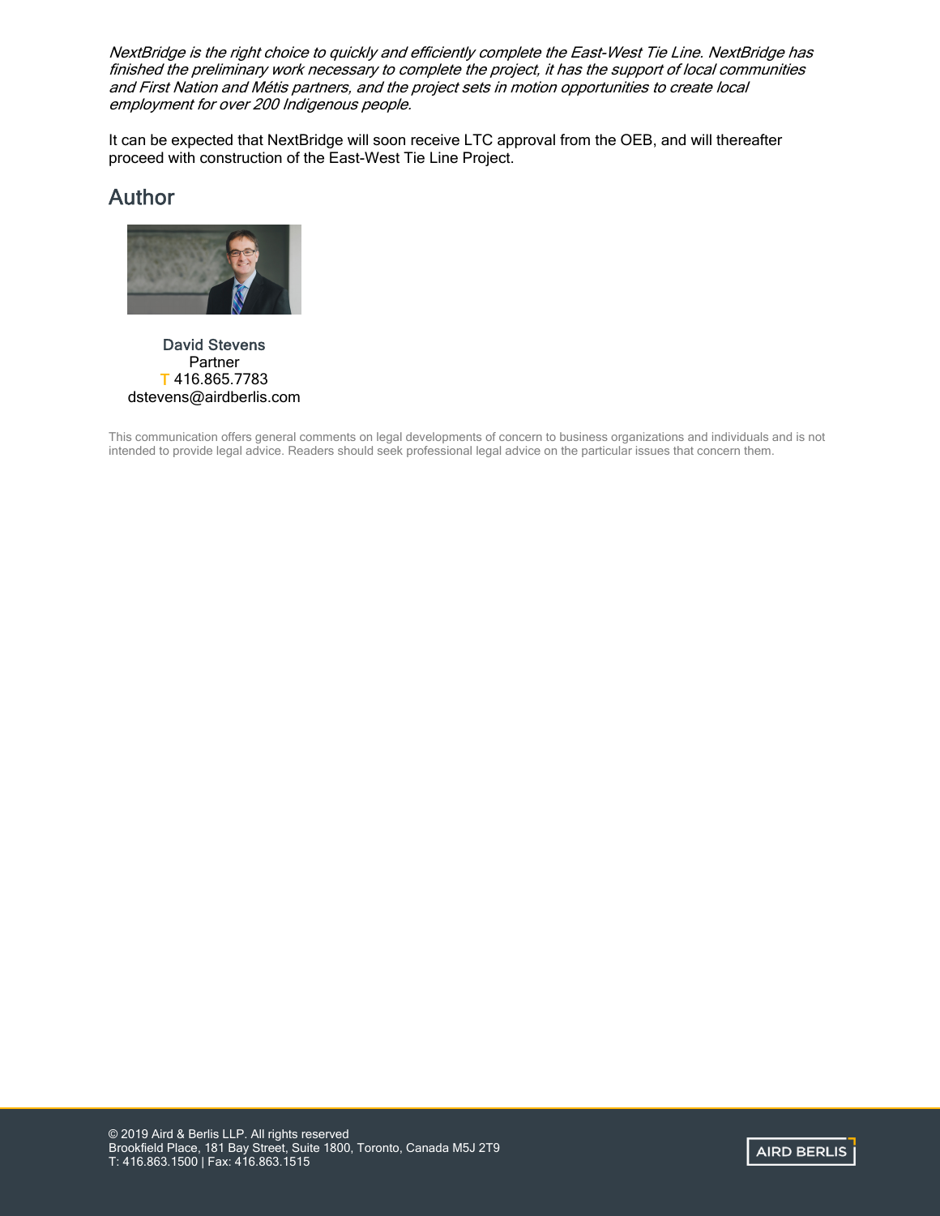*NextBridge is the right choice to quickly and efficiently complete the East-West Tie Line. NextBridge has finished the preliminary work necessary to complete the project, it has the support of local communities and First Nation and Métis partners, and the project sets in motion opportunities to create local employment for over 200 Indigenous people.*

It can be expected that NextBridge will soon receive LTC approval from the OEB, and will thereafter proceed with construction of the East-West Tie Line Project.

## Author

David Stevens
Partner
T 416.865.7783
dstevens@airdberlis.com

This communication offers general comments on legal developments of concern to business organizations and individuals and is not intended to provide legal advice. Readers should seek professional legal advice on the particular issues that concern them.

© 2019 Aird & Berlis LLP. All rights reserved
Brookfield Place, 181 Bay Street, Suite 1800, Toronto, Canada M5J 2T9
T: 416.863.1500 | Fax: 416.863.1515

AIRD BERLIS